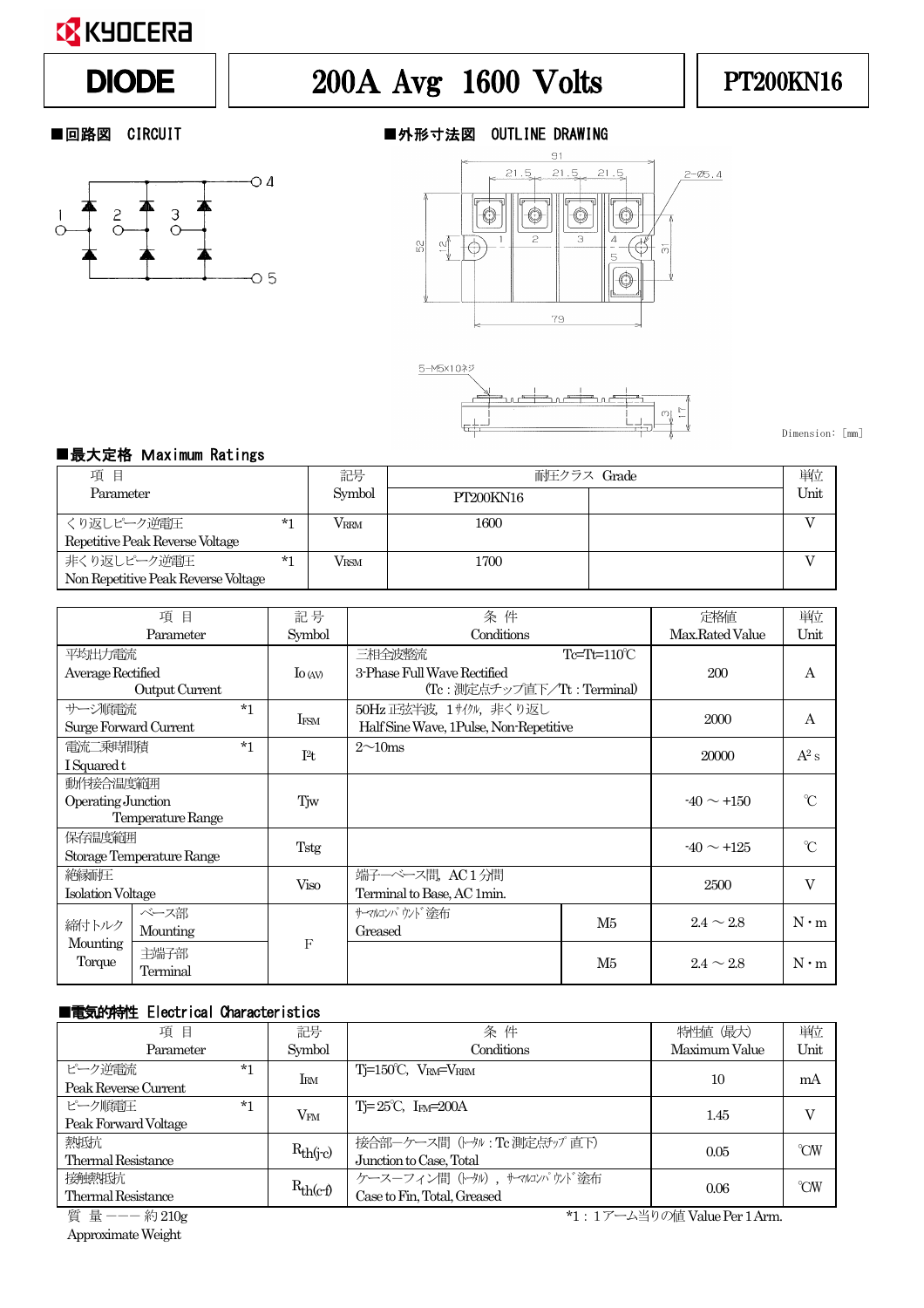KYOCERA

# DIODE 200A Avg 1600 Volts PT200KN16

## ■回路図 CIRCUIT

## ■外形寸法図 OUTLINE DRAWING

Dimension: [mm]

## ■最大定格 Maximum Ratings

| 項 目 Parameter | 記号 Symbol | 耐圧クラス Grade PT200KN16 | | 単位 Unit |
|---|---|---|---|---|
| くり返しピーク逆電圧 *1 Repetitive Peak Reverse Voltage | $V_{RRM}$ | 1600 | | V |
| 非くり返しピーク逆電圧 *1 Non Repetitive Peak Reverse Voltage | $V_{RSM}$ | 1700 | | V |

| 項 目 Parameter | | 記 号 Symbol | 条 件 Conditions | | 定格値 Max.Rated Value | 単位 Unit |
|---|---|---|---|---|---|---|
| 平均出力電流 Average Rectified Output Current | | $I_{O(AV)}$ | 三相全波整流 3-Phase Full Wave Rectified Tc=Tt=110℃ (Tc : 測定点チップ直下／Tt : Terminal) | | 200 | A |
| サージ順電流 *1 Surge Forward Current | | $I_{FSM}$ | 50Hz 正弦半波, 1サイクル, 非くり返し Half Sine Wave, 1Pulse, Non-Repetitive | | 2000 | A |
| 電流二乗時間積 *1 I Squared t | | $I^2t$ | 2～10ms | | 20000 | $A^2s$ |
| 動作接合温度範囲 Operating Junction Temperature Range | | Tjw | | | -40 ～ +150 | ℃ |
| 保存温度範囲 Storage Temperature Range | | Tstg | | | -40 ～ +125 | ℃ |
| 絶縁耐圧 Isolation Voltage | | Viso | 端子―ベース間, AC 1 分間 Terminal to Base, AC 1min. | | 2500 | V |
| 締付トルク Mounting Torque | ベース部 Mounting | F | サーマルコンパウンド塗布 Greased | M5 | 2.4 ～ 2.8 | N・m |
| | 主端子部 Terminal | | | M5 | 2.4 ～ 2.8 | N・m |

## ■電気的特性 Electrical Characteristics

| 項 目 Parameter | 記号 Symbol | 条 件 Conditions | 特性値 (最大) Maximum Value | 単位 Unit |
|---|---|---|---|---|
| ピーク逆電流 *1 Peak Reverse Current | $I_{RM}$ | Tj=150℃, $V_{RM}$=$V_{RRM}$ | 10 | mA |
| ピーク順電圧 *1 Peak Forward Voltage | $V_{FM}$ | Tj= 25℃, $I_{FM}$=200A | 1.45 | V |
| 熱抵抗 Thermal Resistance | $R_{th(j-c)}$ | 接合部―ケース間 (トータル : Tc 測定点チップ 直下) Junction to Case, Total | 0.05 | ℃/W |
| 接触熱抵抗 Thermal Resistance | $R_{th(c-f)}$ | ケース―フィン間 (トータル), サーマルコンパウンド塗布 Case to Fin, Total, Greased | 0.06 | ℃/W |

質 量 ――― 約 210g
Approximate Weight

*1 : 1アーム当りの値 Value Per 1 Arm.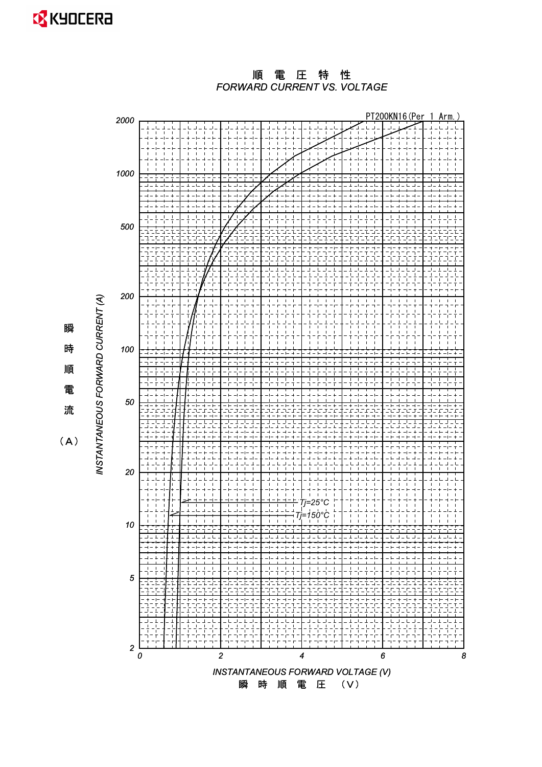# 順 電 圧 特 性

## FORWARD CURRENT VS. VOLTAGE

PT200KN16(Per 1 Arm.)

Y-axis: 瞬時順電流 (A) / INSTANTANEOUS FORWARD CURRENT (A) — 2, 5, 10, 20, 50, 100, 200, 500, 1000, 2000

X-axis: INSTANTANEOUS FORWARD VOLTAGE (V) / 瞬 時 順 電 圧 （V） — 0, 2, 4, 6, 8

Curves: Tj=25°C, Tj=150°C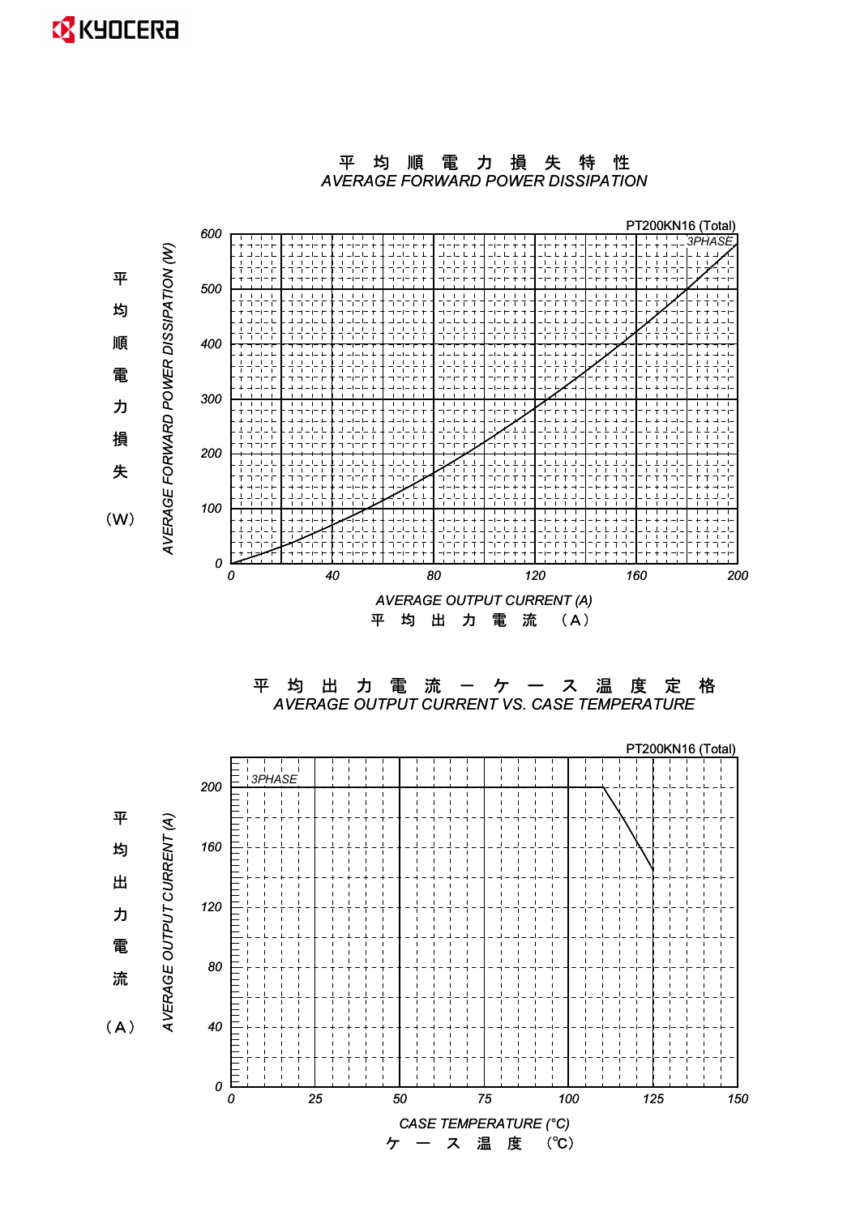KYOCERA

## 平 均 順 電 力 損 失 特 性
## AVERAGE FORWARD POWER DISSIPATION

PT200KN16 (Total)

3PHASE

平均順電力損失（W） AVERAGE FORWARD POWER DISSIPATION (W)

0, 100, 200, 300, 400, 500, 600

0, 40, 80, 120, 160, 200

AVERAGE OUTPUT CURRENT (A)
平 均 出 力 電 流 （A）

## 平 均 出 力 電 流 ー ケ ー ス 温 度 定 格
## AVERAGE OUTPUT CURRENT VS. CASE TEMPERATURE

PT200KN16 (Total)

3PHASE

平均出力電流（A） AVERAGE OUTPUT CURRENT (A)

0, 40, 80, 120, 160, 200

0, 25, 50, 75, 100, 125, 150

CASE TEMPERATURE (°C)
ケ ー ス 温 度 （℃）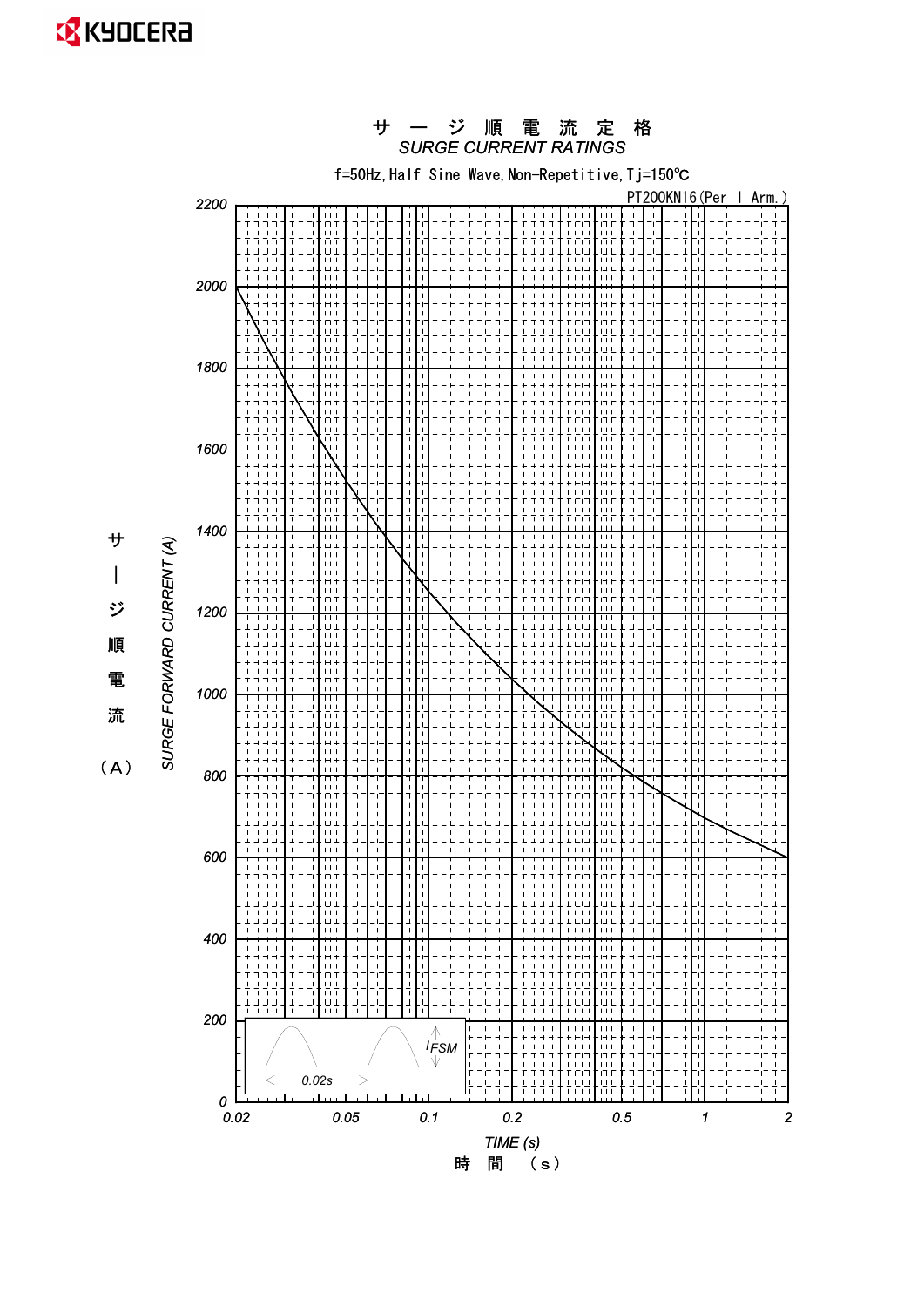# サージ順電流定格
## SURGE CURRENT RATINGS

f=50Hz, Half Sine Wave, Non-Repetitive, Tj=150℃

PT200KN16(Per 1 Arm.)

SURGE FORWARD CURRENT (A)
サージ順電流 (A)

2200, 2000, 1800, 1600, 1400, 1200, 1000, 800, 600, 400, 200, 0

0.02, 0.05, 0.1, 0.2, 0.5, 1, 2

TIME (s)
時間 (s)

$I_{FSM}$

0.02s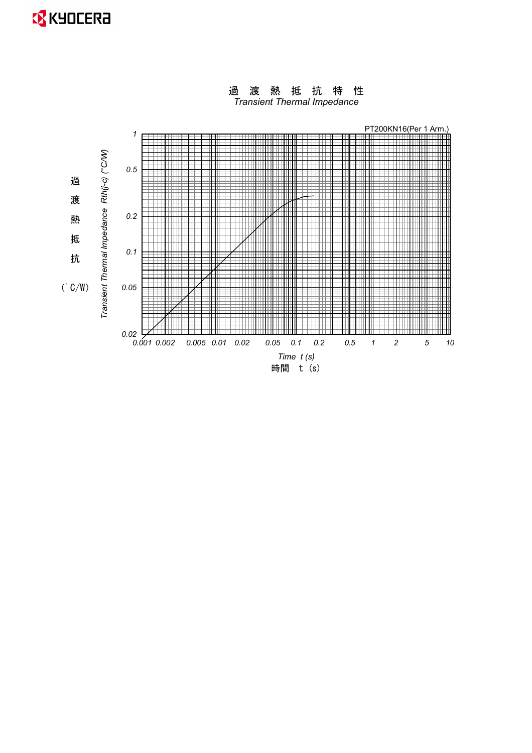# 過 渡 熱 抵 抗 特 性

*Transient Thermal Impedance*

PT200KN16(Per 1 Arm.)

過渡熱抵抗 (˚C/W)

*Transient Thermal Impedance Rth(j-c) (°C/W)*

1
0.5
0.2
0.1
0.05
0.02

0.001 0.002 0.005 0.01 0.02 0.05 0.1 0.2 0.5 1 2 5 10

*Time t (s)*

時間 t (s)